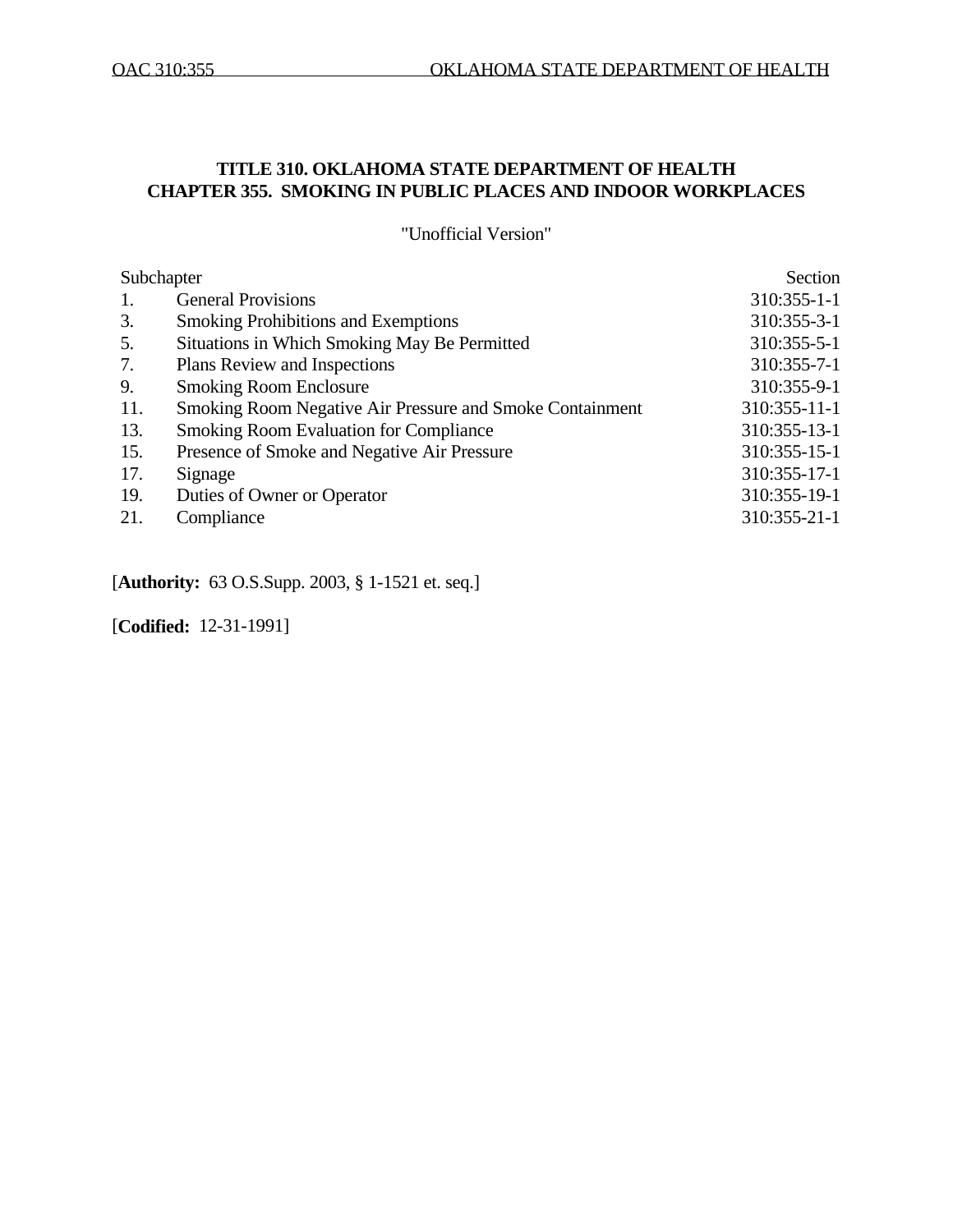# TITLE 310. OKLAHOMA STATE DEPARTMENT OF HEALTH
# CHAPTER 355. SMOKING IN PUBLIC PLACES AND INDOOR WORKPLACES

"Unofficial Version"

| Subchapter | | Section |
|---|---|---|
| 1. | General Provisions | 310:355-1-1 |
| 3. | Smoking Prohibitions and Exemptions | 310:355-3-1 |
| 5. | Situations in Which Smoking May Be Permitted | 310:355-5-1 |
| 7. | Plans Review and Inspections | 310:355-7-1 |
| 9. | Smoking Room Enclosure | 310:355-9-1 |
| 11. | Smoking Room Negative Air Pressure and Smoke Containment | 310:355-11-1 |
| 13. | Smoking Room Evaluation for Compliance | 310:355-13-1 |
| 15. | Presence of Smoke and Negative Air Pressure | 310:355-15-1 |
| 17. | Signage | 310:355-17-1 |
| 19. | Duties of Owner or Operator | 310:355-19-1 |
| 21. | Compliance | 310:355-21-1 |

[**Authority:** 63 O.S.Supp. 2003, § 1-1521 et. seq.]

[**Codified:** 12-31-1991]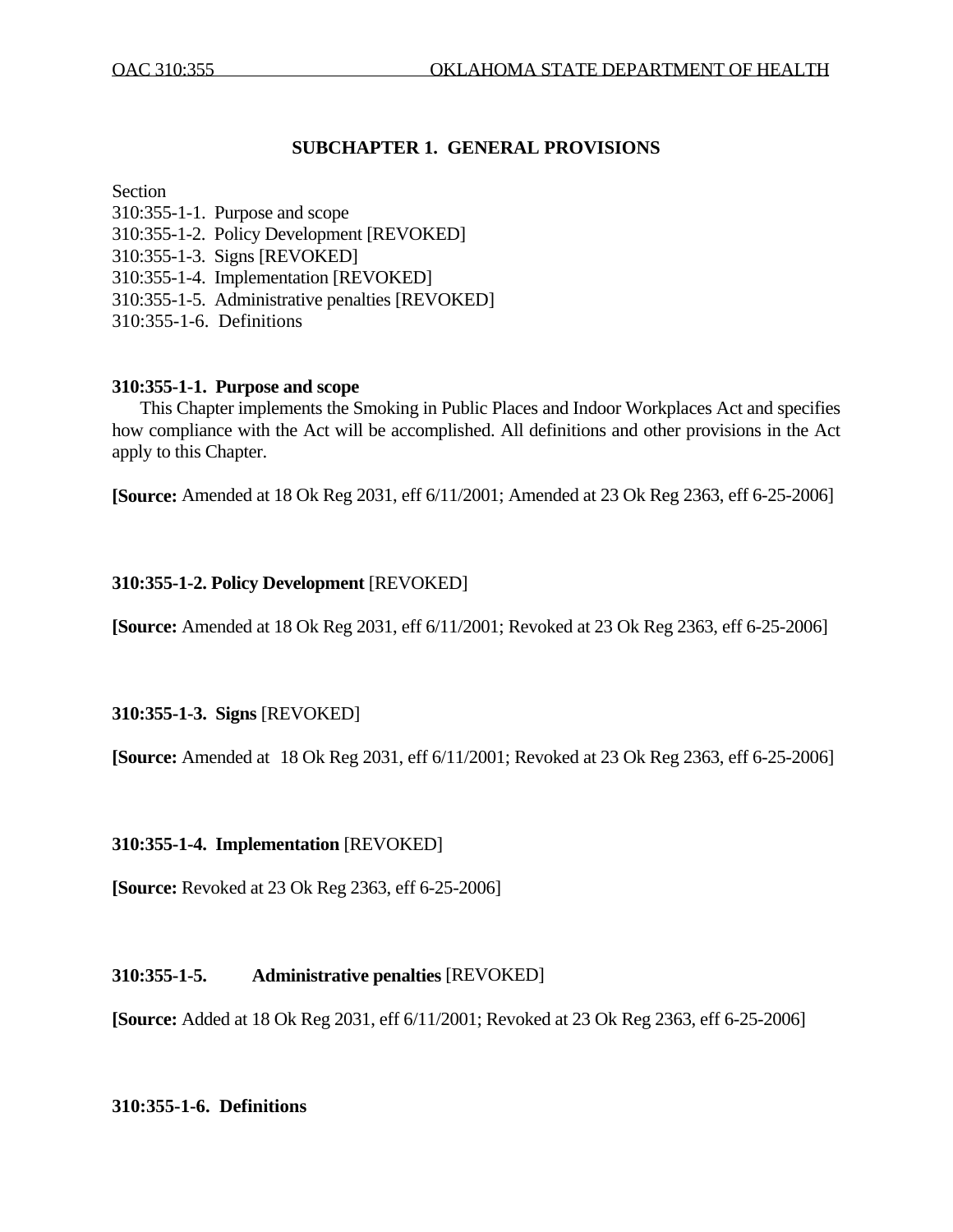## SUBCHAPTER 1. GENERAL PROVISIONS

Section
310:355-1-1. Purpose and scope
310:355-1-2. Policy Development [REVOKED]
310:355-1-3. Signs [REVOKED]
310:355-1-4. Implementation [REVOKED]
310:355-1-5. Administrative penalties [REVOKED]
310:355-1-6. Definitions

**310:355-1-1. Purpose and scope**

This Chapter implements the Smoking in Public Places and Indoor Workplaces Act and specifies how compliance with the Act will be accomplished. All definitions and other provisions in the Act apply to this Chapter.

**[Source:** Amended at 18 Ok Reg 2031, eff 6/11/2001; Amended at 23 Ok Reg 2363, eff 6-25-2006]

**310:355-1-2. Policy Development** [REVOKED]

**[Source:** Amended at 18 Ok Reg 2031, eff 6/11/2001; Revoked at 23 Ok Reg 2363, eff 6-25-2006]

**310:355-1-3. Signs** [REVOKED]

**[Source:** Amended at 18 Ok Reg 2031, eff 6/11/2001; Revoked at 23 Ok Reg 2363, eff 6-25-2006]

**310:355-1-4. Implementation** [REVOKED]

**[Source:** Revoked at 23 Ok Reg 2363, eff 6-25-2006]

**310:355-1-5. Administrative penalties** [REVOKED]

**[Source:** Added at 18 Ok Reg 2031, eff 6/11/2001; Revoked at 23 Ok Reg 2363, eff 6-25-2006]

**310:355-1-6. Definitions**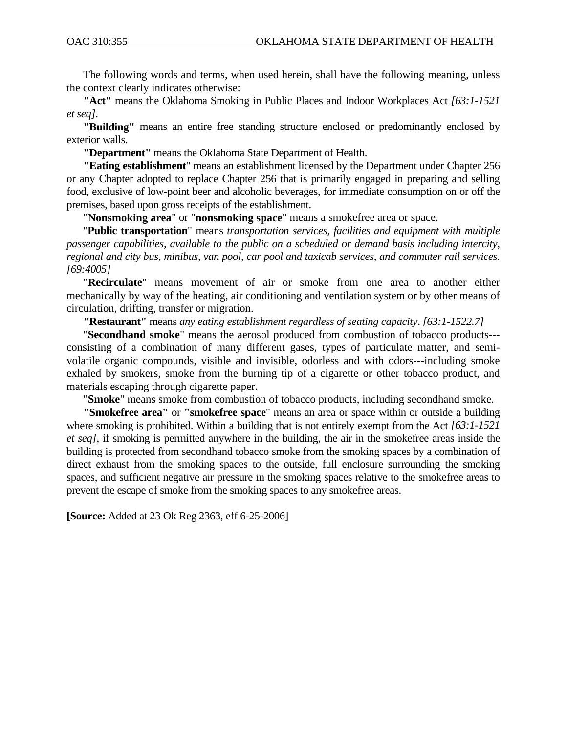The following words and terms, when used herein, shall have the following meaning, unless the context clearly indicates otherwise:

**"Act"** means the Oklahoma Smoking in Public Places and Indoor Workplaces Act *[63:1-1521 et seq]*.

**"Building"** means an entire free standing structure enclosed or predominantly enclosed by exterior walls.

**"Department"** means the Oklahoma State Department of Health.

**"Eating establishment"** means an establishment licensed by the Department under Chapter 256 or any Chapter adopted to replace Chapter 256 that is primarily engaged in preparing and selling food, exclusive of low-point beer and alcoholic beverages, for immediate consumption on or off the premises, based upon gross receipts of the establishment.

"**Nonsmoking area**" or "**nonsmoking space**" means a smokefree area or space.

"**Public transportation**" means *transportation services, facilities and equipment with multiple passenger capabilities, available to the public on a scheduled or demand basis including intercity, regional and city bus, minibus, van pool, car pool and taxicab services, and commuter rail services. [69:4005]*

"**Recirculate**" means movement of air or smoke from one area to another either mechanically by way of the heating, air conditioning and ventilation system or by other means of circulation, drifting, transfer or migration.

**"Restaurant"** means *any eating establishment regardless of seating capacity*. *[63:1-1522.7]*

"**Secondhand smoke**" means the aerosol produced from combustion of tobacco products---consisting of a combination of many different gases, types of particulate matter, and semi-volatile organic compounds, visible and invisible, odorless and with odors---including smoke exhaled by smokers, smoke from the burning tip of a cigarette or other tobacco product, and materials escaping through cigarette paper.

"**Smoke**" means smoke from combustion of tobacco products, including secondhand smoke.

**"Smokefree area"** or **"smokefree space"** means an area or space within or outside a building where smoking is prohibited. Within a building that is not entirely exempt from the Act *[63:1-1521 et seq]*, if smoking is permitted anywhere in the building, the air in the smokefree areas inside the building is protected from secondhand tobacco smoke from the smoking spaces by a combination of direct exhaust from the smoking spaces to the outside, full enclosure surrounding the smoking spaces, and sufficient negative air pressure in the smoking spaces relative to the smokefree areas to prevent the escape of smoke from the smoking spaces to any smokefree areas.

**[Source:** Added at 23 Ok Reg 2363, eff 6-25-2006]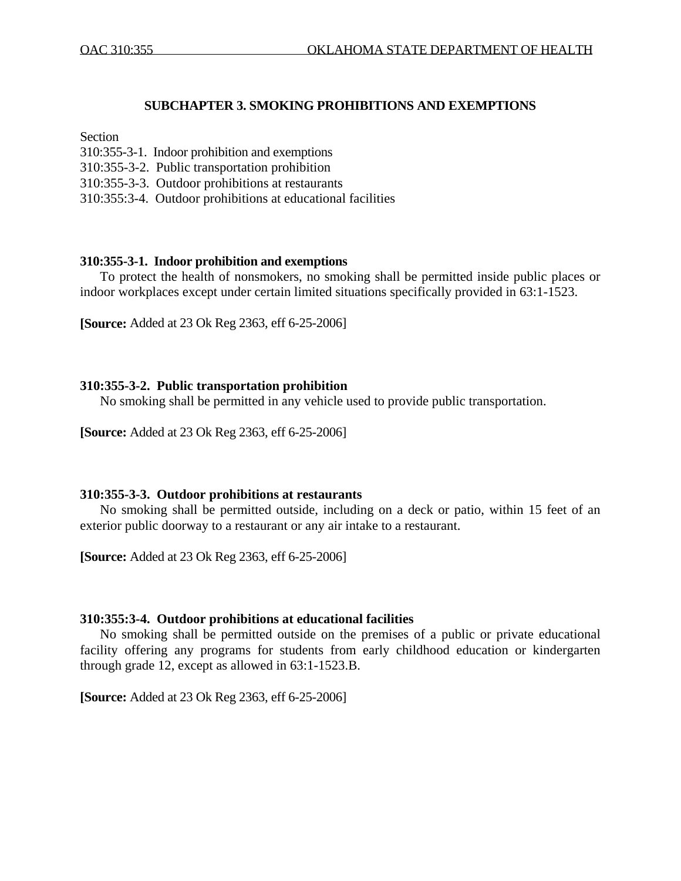## SUBCHAPTER 3. SMOKING PROHIBITIONS AND EXEMPTIONS

Section
310:355-3-1. Indoor prohibition and exemptions
310:355-3-2. Public transportation prohibition
310:355-3-3. Outdoor prohibitions at restaurants
310:355:3-4. Outdoor prohibitions at educational facilities

### 310:355-3-1. Indoor prohibition and exemptions

To protect the health of nonsmokers, no smoking shall be permitted inside public places or indoor workplaces except under certain limited situations specifically provided in 63:1-1523.

**[Source:** Added at 23 Ok Reg 2363, eff 6-25-2006]

### 310:355-3-2. Public transportation prohibition

No smoking shall be permitted in any vehicle used to provide public transportation.

**[Source:** Added at 23 Ok Reg 2363, eff 6-25-2006]

### 310:355-3-3. Outdoor prohibitions at restaurants

No smoking shall be permitted outside, including on a deck or patio, within 15 feet of an exterior public doorway to a restaurant or any air intake to a restaurant.

**[Source:** Added at 23 Ok Reg 2363, eff 6-25-2006]

### 310:355:3-4. Outdoor prohibitions at educational facilities

No smoking shall be permitted outside on the premises of a public or private educational facility offering any programs for students from early childhood education or kindergarten through grade 12, except as allowed in 63:1-1523.B.

**[Source:** Added at 23 Ok Reg 2363, eff 6-25-2006]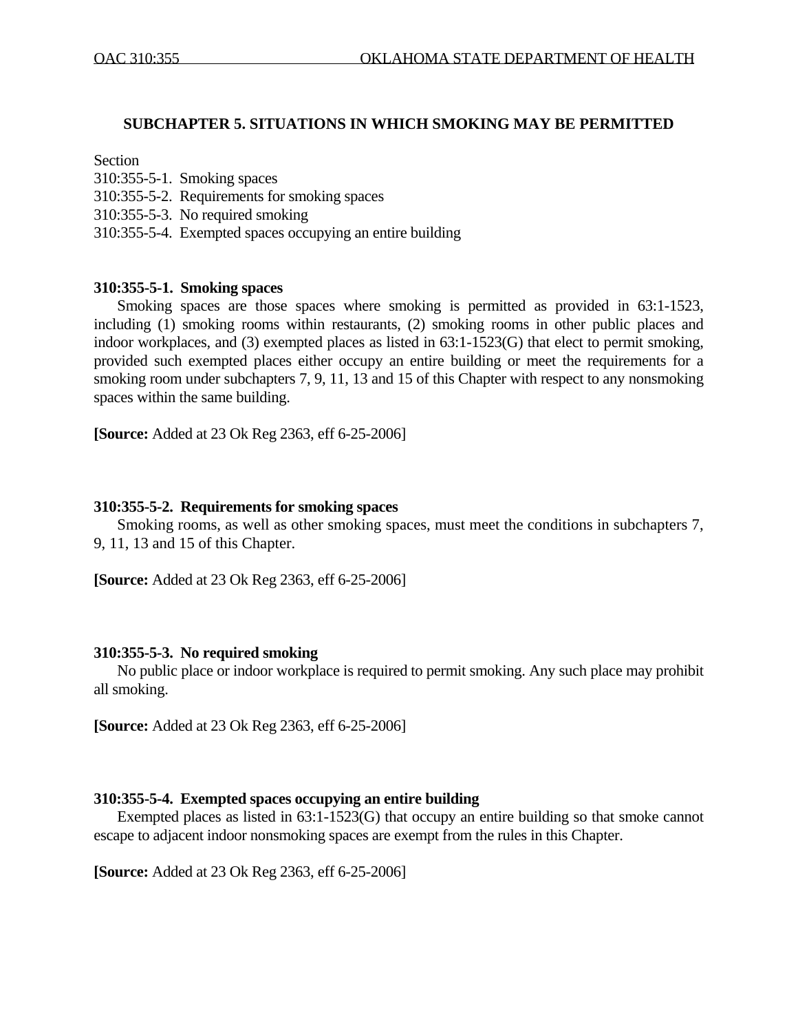## SUBCHAPTER 5. SITUATIONS IN WHICH SMOKING MAY BE PERMITTED

Section
310:355-5-1. Smoking spaces
310:355-5-2. Requirements for smoking spaces
310:355-5-3. No required smoking
310:355-5-4. Exempted spaces occupying an entire building

**310:355-5-1. Smoking spaces**

Smoking spaces are those spaces where smoking is permitted as provided in 63:1-1523, including (1) smoking rooms within restaurants, (2) smoking rooms in other public places and indoor workplaces, and (3) exempted places as listed in 63:1-1523(G) that elect to permit smoking, provided such exempted places either occupy an entire building or meet the requirements for a smoking room under subchapters 7, 9, 11, 13 and 15 of this Chapter with respect to any nonsmoking spaces within the same building.

**[Source:** Added at 23 Ok Reg 2363, eff 6-25-2006]

**310:355-5-2. Requirements for smoking spaces**

Smoking rooms, as well as other smoking spaces, must meet the conditions in subchapters 7, 9, 11, 13 and 15 of this Chapter.

**[Source:** Added at 23 Ok Reg 2363, eff 6-25-2006]

**310:355-5-3. No required smoking**

No public place or indoor workplace is required to permit smoking. Any such place may prohibit all smoking.

**[Source:** Added at 23 Ok Reg 2363, eff 6-25-2006]

**310:355-5-4. Exempted spaces occupying an entire building**

Exempted places as listed in 63:1-1523(G) that occupy an entire building so that smoke cannot escape to adjacent indoor nonsmoking spaces are exempt from the rules in this Chapter.

**[Source:** Added at 23 Ok Reg 2363, eff 6-25-2006]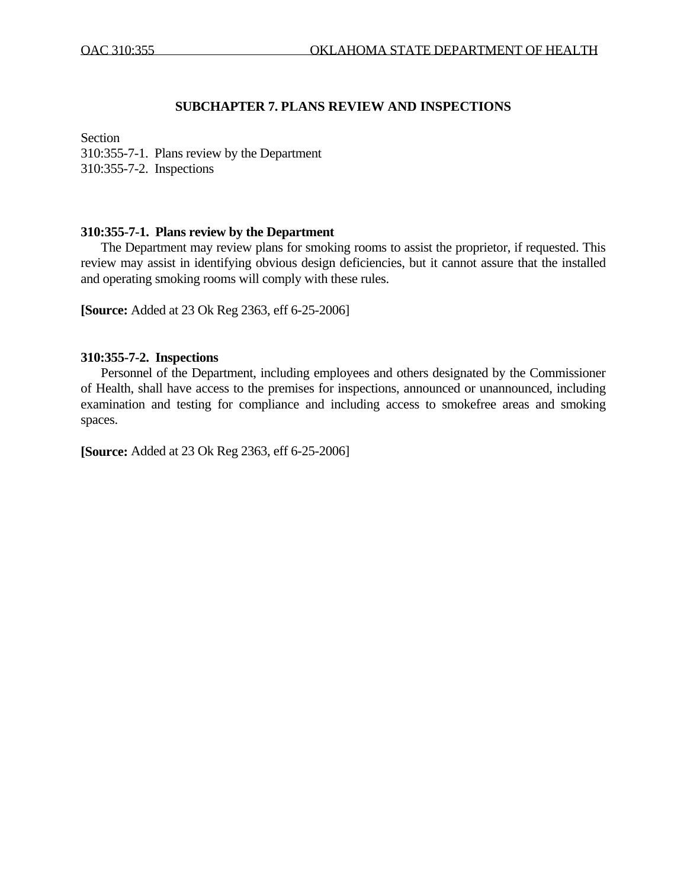## SUBCHAPTER 7. PLANS REVIEW AND INSPECTIONS

Section
310:355-7-1. Plans review by the Department
310:355-7-2. Inspections

### 310:355-7-1. Plans review by the Department

The Department may review plans for smoking rooms to assist the proprietor, if requested. This review may assist in identifying obvious design deficiencies, but it cannot assure that the installed and operating smoking rooms will comply with these rules.

**[Source:** Added at 23 Ok Reg 2363, eff 6-25-2006]

### 310:355-7-2. Inspections

Personnel of the Department, including employees and others designated by the Commissioner of Health, shall have access to the premises for inspections, announced or unannounced, including examination and testing for compliance and including access to smokefree areas and smoking spaces.

**[Source:** Added at 23 Ok Reg 2363, eff 6-25-2006]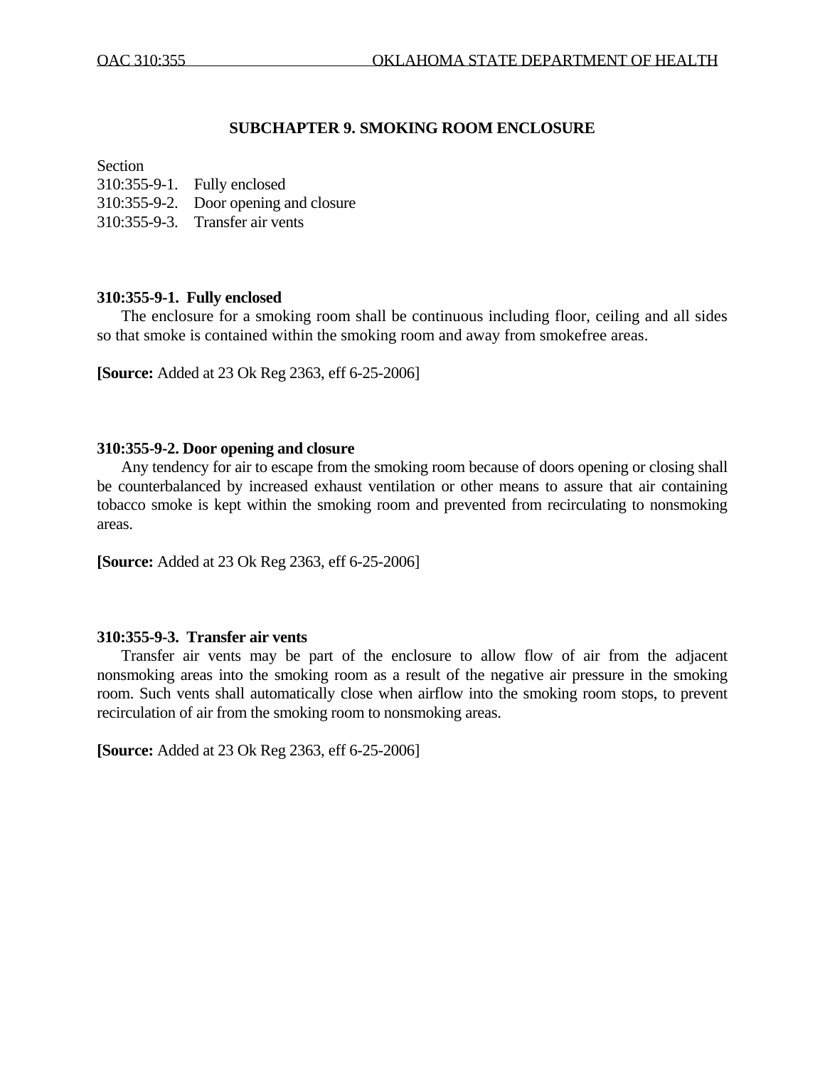## SUBCHAPTER 9. SMOKING ROOM ENCLOSURE

Section
310:355-9-1. Fully enclosed
310:355-9-2. Door opening and closure
310:355-9-3. Transfer air vents

### 310:355-9-1. Fully enclosed

The enclosure for a smoking room shall be continuous including floor, ceiling and all sides so that smoke is contained within the smoking room and away from smokefree areas.

**[Source:** Added at 23 Ok Reg 2363, eff 6-25-2006]

### 310:355-9-2. Door opening and closure

Any tendency for air to escape from the smoking room because of doors opening or closing shall be counterbalanced by increased exhaust ventilation or other means to assure that air containing tobacco smoke is kept within the smoking room and prevented from recirculating to nonsmoking areas.

**[Source:** Added at 23 Ok Reg 2363, eff 6-25-2006]

### 310:355-9-3. Transfer air vents

Transfer air vents may be part of the enclosure to allow flow of air from the adjacent nonsmoking areas into the smoking room as a result of the negative air pressure in the smoking room. Such vents shall automatically close when airflow into the smoking room stops, to prevent recirculation of air from the smoking room to nonsmoking areas.

**[Source:** Added at 23 Ok Reg 2363, eff 6-25-2006]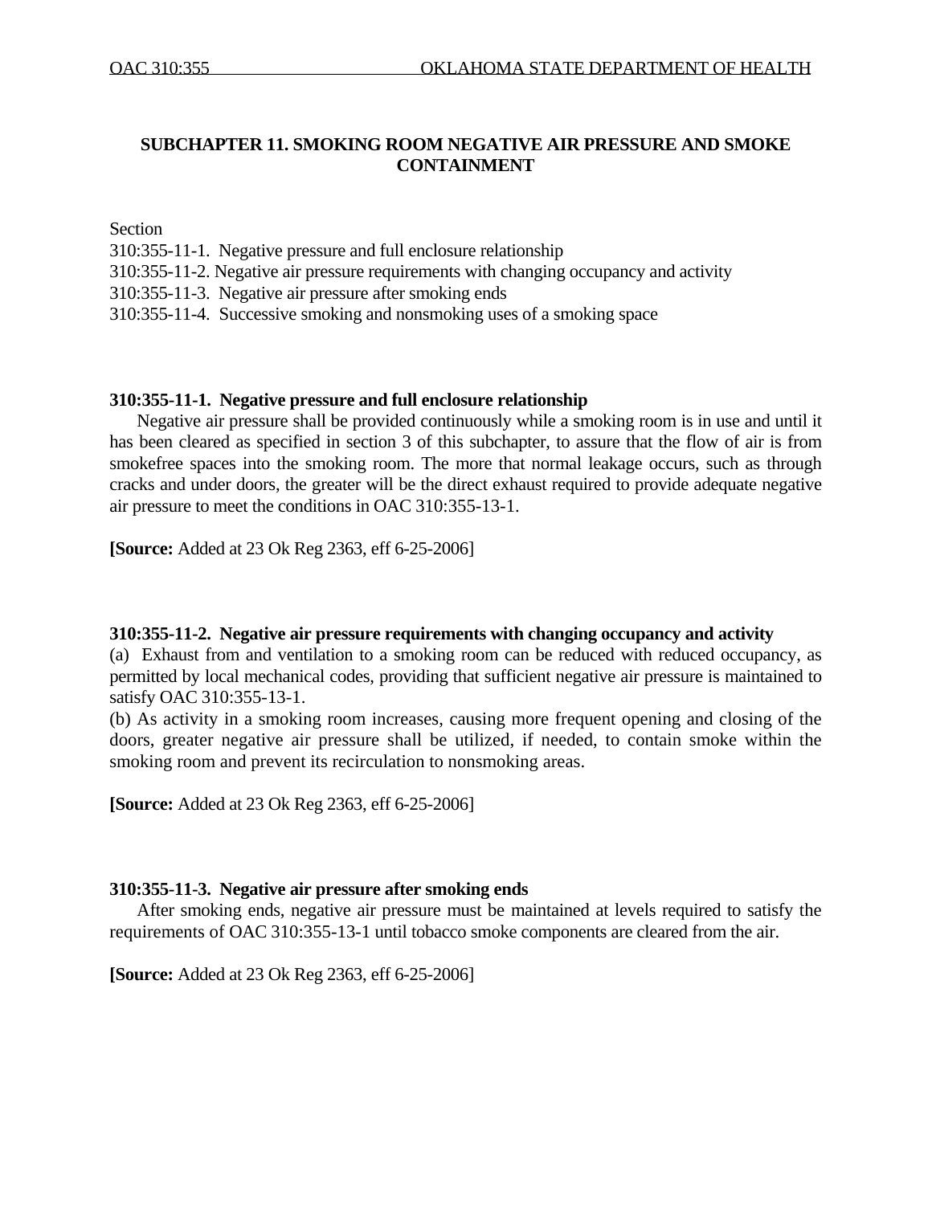## SUBCHAPTER 11. SMOKING ROOM NEGATIVE AIR PRESSURE AND SMOKE CONTAINMENT

Section
310:355-11-1. Negative pressure and full enclosure relationship
310:355-11-2. Negative air pressure requirements with changing occupancy and activity
310:355-11-3. Negative air pressure after smoking ends
310:355-11-4. Successive smoking and nonsmoking uses of a smoking space

### 310:355-11-1. Negative pressure and full enclosure relationship

Negative air pressure shall be provided continuously while a smoking room is in use and until it has been cleared as specified in section 3 of this subchapter, to assure that the flow of air is from smokefree spaces into the smoking room. The more that normal leakage occurs, such as through cracks and under doors, the greater will be the direct exhaust required to provide adequate negative air pressure to meet the conditions in OAC 310:355-13-1.

**[Source:** Added at 23 Ok Reg 2363, eff 6-25-2006]

### 310:355-11-2. Negative air pressure requirements with changing occupancy and activity

(a) Exhaust from and ventilation to a smoking room can be reduced with reduced occupancy, as permitted by local mechanical codes, providing that sufficient negative air pressure is maintained to satisfy OAC 310:355-13-1.

(b) As activity in a smoking room increases, causing more frequent opening and closing of the doors, greater negative air pressure shall be utilized, if needed, to contain smoke within the smoking room and prevent its recirculation to nonsmoking areas.

**[Source:** Added at 23 Ok Reg 2363, eff 6-25-2006]

### 310:355-11-3. Negative air pressure after smoking ends

After smoking ends, negative air pressure must be maintained at levels required to satisfy the requirements of OAC 310:355-13-1 until tobacco smoke components are cleared from the air.

**[Source:** Added at 23 Ok Reg 2363, eff 6-25-2006]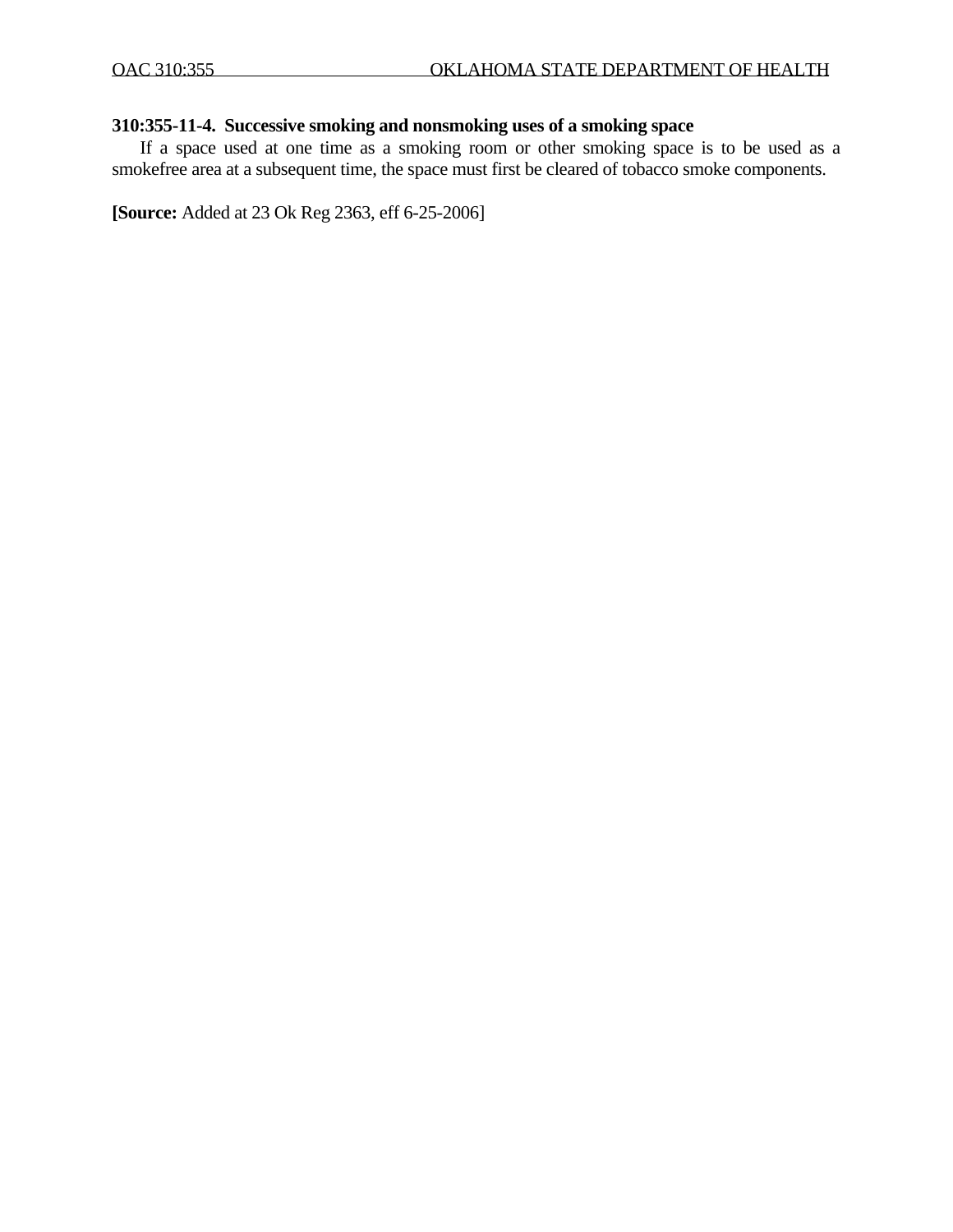**310:355-11-4. Successive smoking and nonsmoking uses of a smoking space**

If a space used at one time as a smoking room or other smoking space is to be used as a smokefree area at a subsequent time, the space must first be cleared of tobacco smoke components.

**[Source:** Added at 23 Ok Reg 2363, eff 6-25-2006]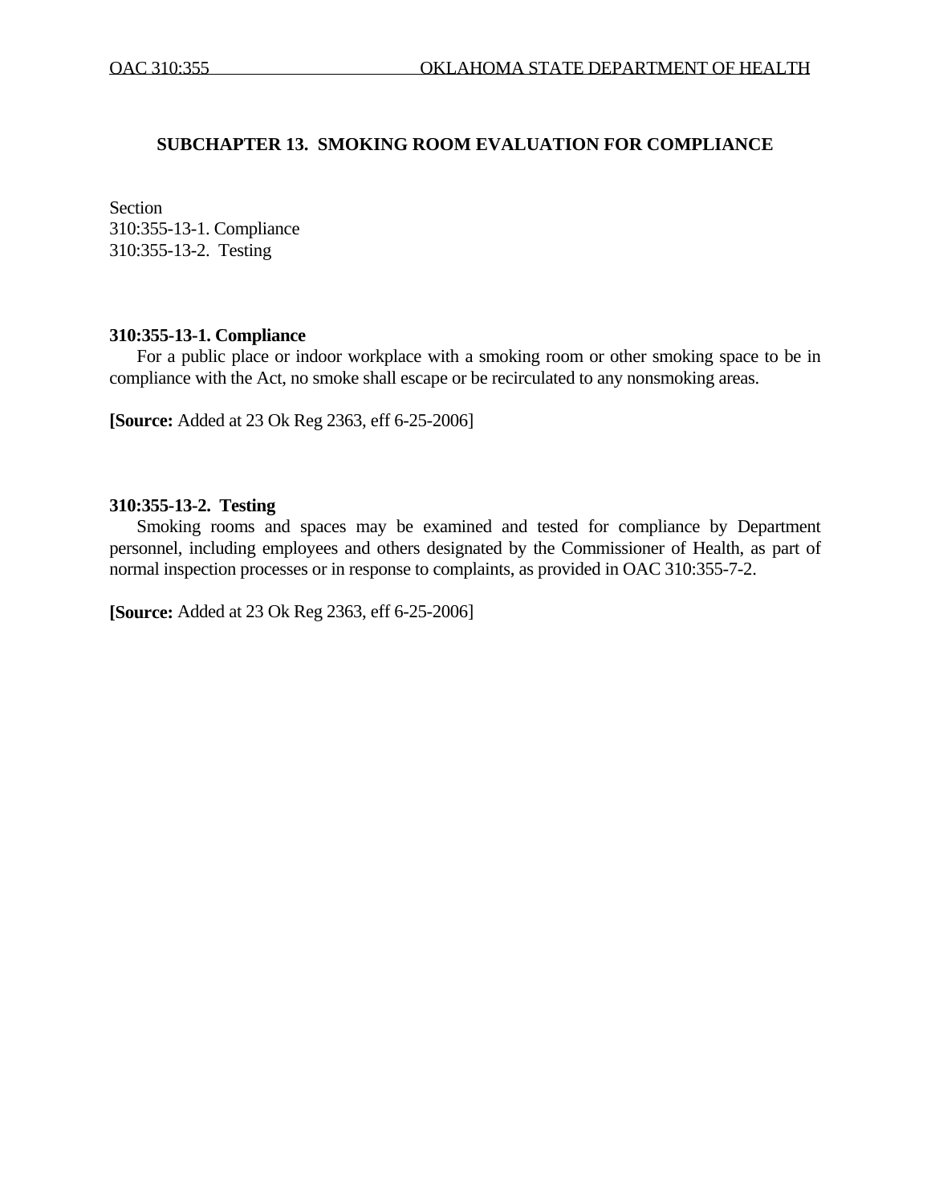## SUBCHAPTER 13. SMOKING ROOM EVALUATION FOR COMPLIANCE

Section
310:355-13-1. Compliance
310:355-13-2. Testing

### 310:355-13-1. Compliance

For a public place or indoor workplace with a smoking room or other smoking space to be in compliance with the Act, no smoke shall escape or be recirculated to any nonsmoking areas.

**[Source:** Added at 23 Ok Reg 2363, eff 6-25-2006]

### 310:355-13-2. Testing

Smoking rooms and spaces may be examined and tested for compliance by Department personnel, including employees and others designated by the Commissioner of Health, as part of normal inspection processes or in response to complaints, as provided in OAC 310:355-7-2.

**[Source:** Added at 23 Ok Reg 2363, eff 6-25-2006]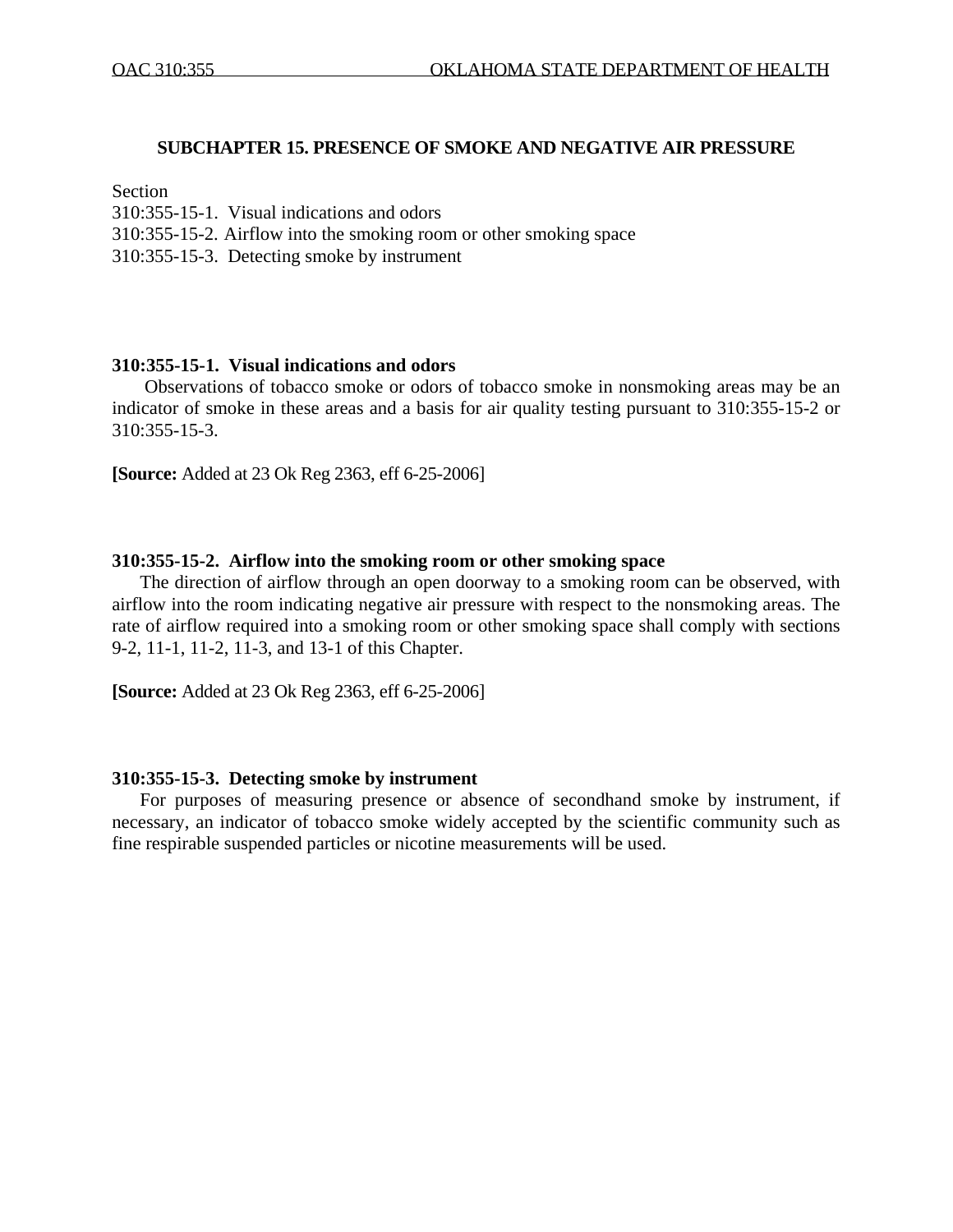## SUBCHAPTER 15. PRESENCE OF SMOKE AND NEGATIVE AIR PRESSURE

Section
310:355-15-1. Visual indications and odors
310:355-15-2. Airflow into the smoking room or other smoking space
310:355-15-3. Detecting smoke by instrument

### 310:355-15-1. Visual indications and odors

Observations of tobacco smoke or odors of tobacco smoke in nonsmoking areas may be an indicator of smoke in these areas and a basis for air quality testing pursuant to 310:355-15-2 or 310:355-15-3.

**[Source:** Added at 23 Ok Reg 2363, eff 6-25-2006]

### 310:355-15-2. Airflow into the smoking room or other smoking space

The direction of airflow through an open doorway to a smoking room can be observed, with airflow into the room indicating negative air pressure with respect to the nonsmoking areas. The rate of airflow required into a smoking room or other smoking space shall comply with sections 9-2, 11-1, 11-2, 11-3, and 13-1 of this Chapter.

**[Source:** Added at 23 Ok Reg 2363, eff 6-25-2006]

### 310:355-15-3. Detecting smoke by instrument

For purposes of measuring presence or absence of secondhand smoke by instrument, if necessary, an indicator of tobacco smoke widely accepted by the scientific community such as fine respirable suspended particles or nicotine measurements will be used.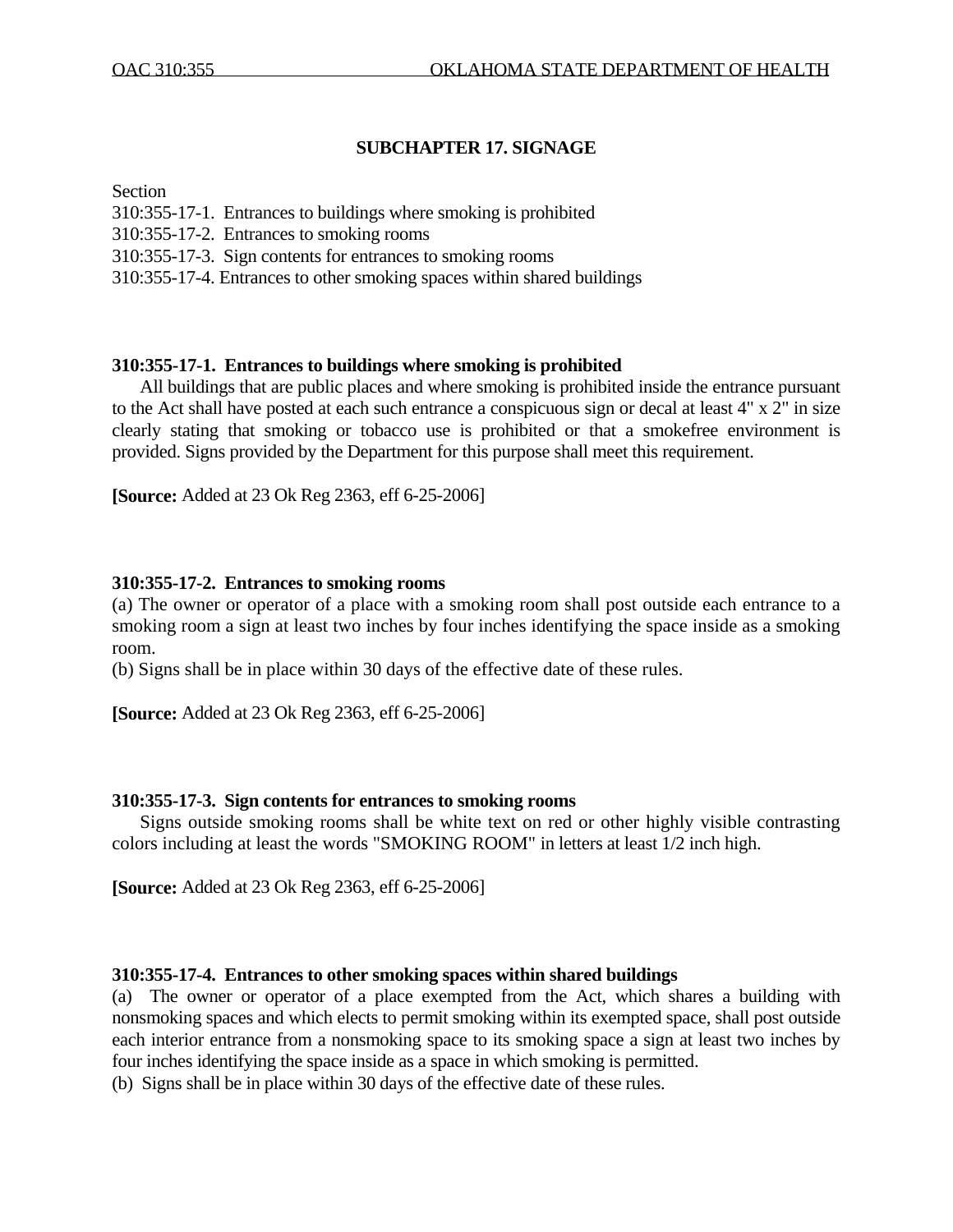## SUBCHAPTER 17. SIGNAGE

Section
310:355-17-1. Entrances to buildings where smoking is prohibited
310:355-17-2. Entrances to smoking rooms
310:355-17-3. Sign contents for entrances to smoking rooms
310:355-17-4. Entrances to other smoking spaces within shared buildings

### 310:355-17-1. Entrances to buildings where smoking is prohibited

All buildings that are public places and where smoking is prohibited inside the entrance pursuant to the Act shall have posted at each such entrance a conspicuous sign or decal at least 4" x 2" in size clearly stating that smoking or tobacco use is prohibited or that a smokefree environment is provided. Signs provided by the Department for this purpose shall meet this requirement.

**[Source:** Added at 23 Ok Reg 2363, eff 6-25-2006]

### 310:355-17-2. Entrances to smoking rooms

(a) The owner or operator of a place with a smoking room shall post outside each entrance to a smoking room a sign at least two inches by four inches identifying the space inside as a smoking room.
(b) Signs shall be in place within 30 days of the effective date of these rules.

**[Source:** Added at 23 Ok Reg 2363, eff 6-25-2006]

### 310:355-17-3. Sign contents for entrances to smoking rooms

Signs outside smoking rooms shall be white text on red or other highly visible contrasting colors including at least the words "SMOKING ROOM" in letters at least 1/2 inch high.

**[Source:** Added at 23 Ok Reg 2363, eff 6-25-2006]

### 310:355-17-4. Entrances to other smoking spaces within shared buildings

(a) The owner or operator of a place exempted from the Act, which shares a building with nonsmoking spaces and which elects to permit smoking within its exempted space, shall post outside each interior entrance from a nonsmoking space to its smoking space a sign at least two inches by four inches identifying the space inside as a space in which smoking is permitted.
(b) Signs shall be in place within 30 days of the effective date of these rules.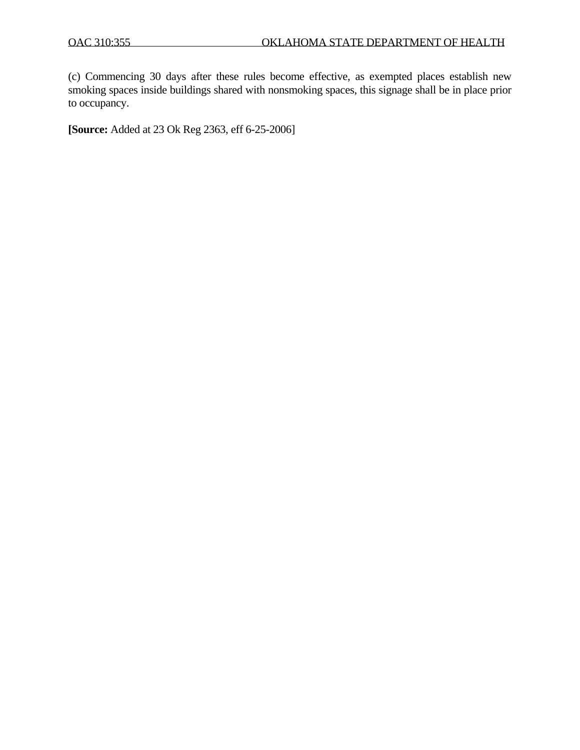(c) Commencing 30 days after these rules become effective, as exempted places establish new smoking spaces inside buildings shared with nonsmoking spaces, this signage shall be in place prior to occupancy.

**[Source:** Added at 23 Ok Reg 2363, eff 6-25-2006]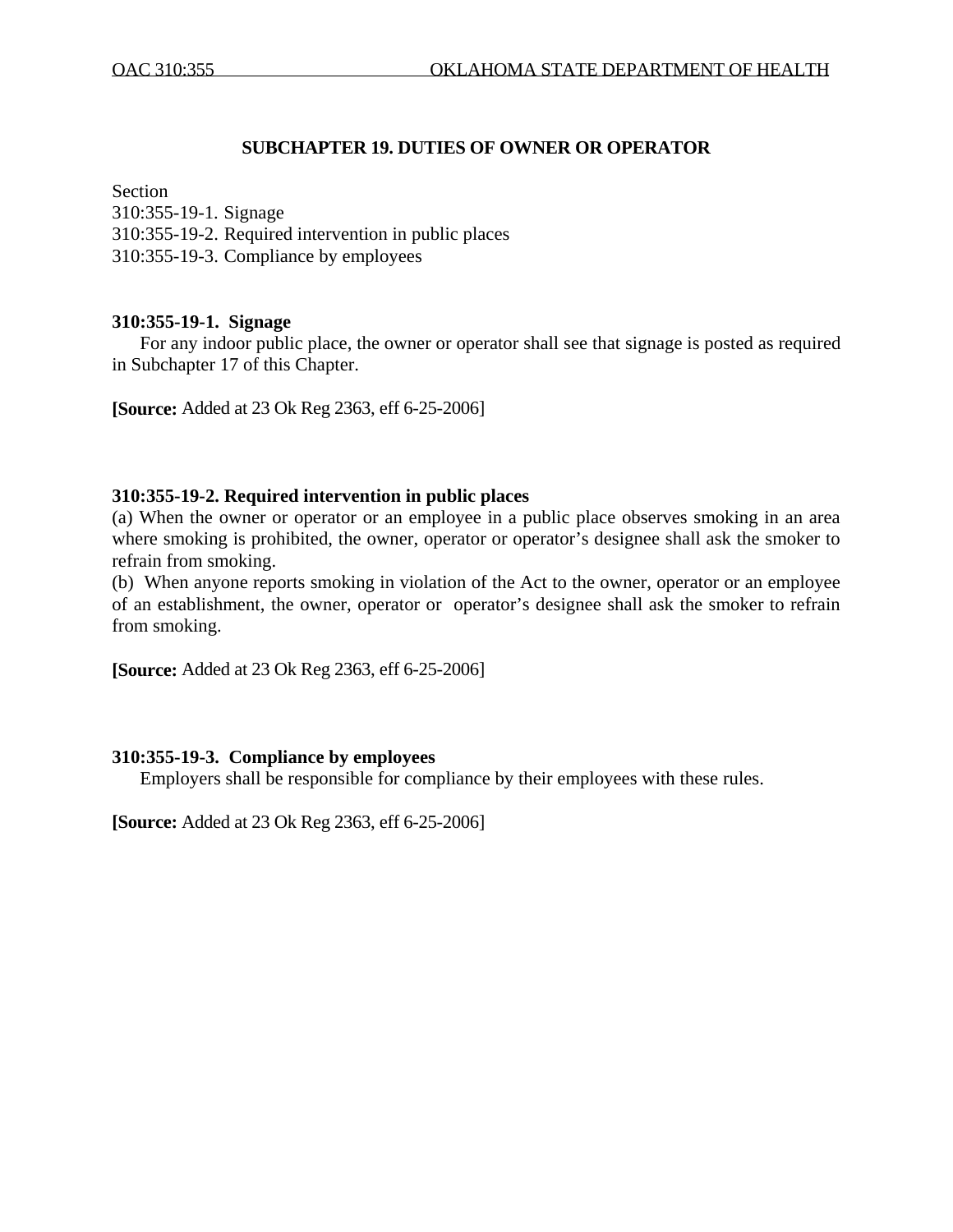## SUBCHAPTER 19. DUTIES OF OWNER OR OPERATOR

Section
310:355-19-1. Signage
310:355-19-2. Required intervention in public places
310:355-19-3. Compliance by employees

### 310:355-19-1. Signage

For any indoor public place, the owner or operator shall see that signage is posted as required in Subchapter 17 of this Chapter.

**[Source:** Added at 23 Ok Reg 2363, eff 6-25-2006]

### 310:355-19-2. Required intervention in public places

(a) When the owner or operator or an employee in a public place observes smoking in an area where smoking is prohibited, the owner, operator or operator's designee shall ask the smoker to refrain from smoking.
(b) When anyone reports smoking in violation of the Act to the owner, operator or an employee of an establishment, the owner, operator or operator's designee shall ask the smoker to refrain from smoking.

**[Source:** Added at 23 Ok Reg 2363, eff 6-25-2006]

### 310:355-19-3. Compliance by employees

Employers shall be responsible for compliance by their employees with these rules.

**[Source:** Added at 23 Ok Reg 2363, eff 6-25-2006]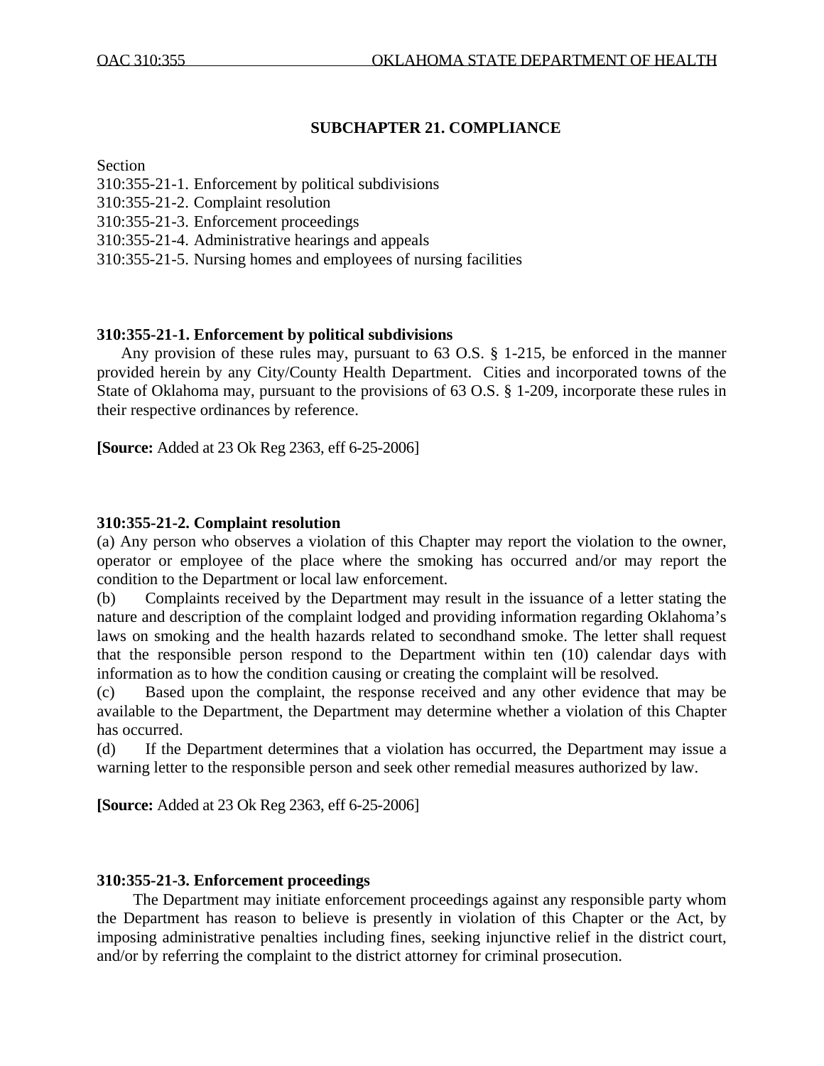## SUBCHAPTER 21. COMPLIANCE

Section
310:355-21-1. Enforcement by political subdivisions
310:355-21-2. Complaint resolution
310:355-21-3. Enforcement proceedings
310:355-21-4. Administrative hearings and appeals
310:355-21-5. Nursing homes and employees of nursing facilities

### 310:355-21-1. Enforcement by political subdivisions

Any provision of these rules may, pursuant to 63 O.S. § 1-215, be enforced in the manner provided herein by any City/County Health Department. Cities and incorporated towns of the State of Oklahoma may, pursuant to the provisions of 63 O.S. § 1-209, incorporate these rules in their respective ordinances by reference.

**[Source:** Added at 23 Ok Reg 2363, eff 6-25-2006]

### 310:355-21-2. Complaint resolution

(a) Any person who observes a violation of this Chapter may report the violation to the owner, operator or employee of the place where the smoking has occurred and/or may report the condition to the Department or local law enforcement.

(b) Complaints received by the Department may result in the issuance of a letter stating the nature and description of the complaint lodged and providing information regarding Oklahoma's laws on smoking and the health hazards related to secondhand smoke. The letter shall request that the responsible person respond to the Department within ten (10) calendar days with information as to how the condition causing or creating the complaint will be resolved.

(c) Based upon the complaint, the response received and any other evidence that may be available to the Department, the Department may determine whether a violation of this Chapter has occurred.

(d) If the Department determines that a violation has occurred, the Department may issue a warning letter to the responsible person and seek other remedial measures authorized by law.

**[Source:** Added at 23 Ok Reg 2363, eff 6-25-2006]

### 310:355-21-3. Enforcement proceedings

The Department may initiate enforcement proceedings against any responsible party whom the Department has reason to believe is presently in violation of this Chapter or the Act, by imposing administrative penalties including fines, seeking injunctive relief in the district court, and/or by referring the complaint to the district attorney for criminal prosecution.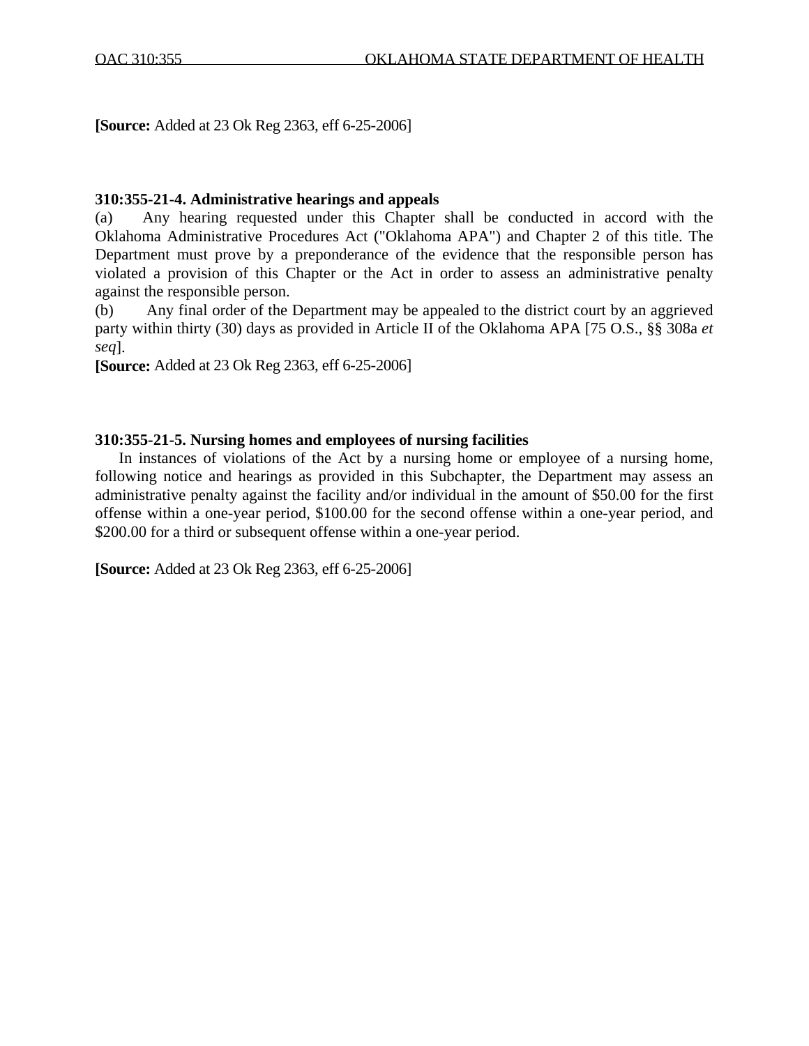**[Source:** Added at 23 Ok Reg 2363, eff 6-25-2006]

**310:355-21-4. Administrative hearings and appeals**

(a) Any hearing requested under this Chapter shall be conducted in accord with the Oklahoma Administrative Procedures Act ("Oklahoma APA") and Chapter 2 of this title. The Department must prove by a preponderance of the evidence that the responsible person has violated a provision of this Chapter or the Act in order to assess an administrative penalty against the responsible person.

(b) Any final order of the Department may be appealed to the district court by an aggrieved party within thirty (30) days as provided in Article II of the Oklahoma APA [75 O.S., §§ 308a *et seq*].

**[Source:** Added at 23 Ok Reg 2363, eff 6-25-2006]

**310:355-21-5. Nursing homes and employees of nursing facilities**

In instances of violations of the Act by a nursing home or employee of a nursing home, following notice and hearings as provided in this Subchapter, the Department may assess an administrative penalty against the facility and/or individual in the amount of $50.00 for the first offense within a one-year period, $100.00 for the second offense within a one-year period, and $200.00 for a third or subsequent offense within a one-year period.

**[Source:** Added at 23 Ok Reg 2363, eff 6-25-2006]